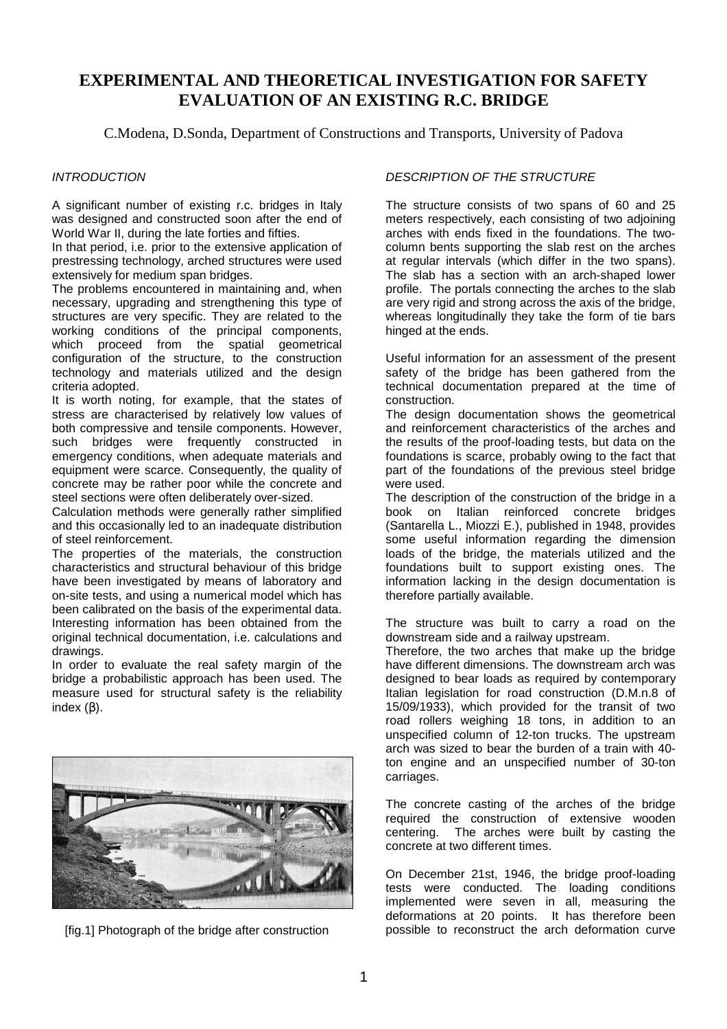# EXPERIMENTAL AND THEORETICAL INVESTIGATION FOR SAFETY EVALUATION OF AN EXISTING R.C. BRIDGE

C.Modena, D.Sonda, Department of Constructions and Transports, University of Padova

## *INTRODUCTION*

A significant number of existing r.c. bridges in Italy was designed and constructed soon after the end of World War II, during the late forties and fifties.

In that period, i.e. prior to the extensive application of prestressing technology, arched structures were used extensively for medium span bridges.

The problems encountered in maintaining and, when necessary, upgrading and strengthening this type of structures are very specific. They are related to the working conditions of the principal components, which proceed from the spatial geometrical configuration of the structure, to the construction technology and materials utilized and the design criteria adopted.

It is worth noting, for example, that the states of stress are characterised by relatively low values of both compressive and tensile components. However, such bridges were frequently constructed in emergency conditions, when adequate materials and equipment were scarce. Consequently, the quality of concrete may be rather poor while the concrete and steel sections were often deliberately over-sized.

Calculation methods were generally rather simplified and this occasionally led to an inadequate distribution of steel reinforcement.

The properties of the materials, the construction characteristics and structural behaviour of this bridge have been investigated by means of laboratory and on-site tests, and using a numerical model which has been calibrated on the basis of the experimental data. Interesting information has been obtained from the original technical documentation, i.e. calculations and drawings.

In order to evaluate the real safety margin of the bridge a probabilistic approach has been used. The measure used for structural safety is the reliability index ($\beta$).

[fig.1] Photograph of the bridge after construction

## *DESCRIPTION OF THE STRUCTURE*

The structure consists of two spans of 60 and 25 meters respectively, each consisting of two adjoining arches with ends fixed in the foundations. The two-column bents supporting the slab rest on the arches at regular intervals (which differ in the two spans). The slab has a section with an arch-shaped lower profile. The portals connecting the arches to the slab are very rigid and strong across the axis of the bridge, whereas longitudinally they take the form of tie bars hinged at the ends.

Useful information for an assessment of the present safety of the bridge has been gathered from the technical documentation prepared at the time of construction.

The design documentation shows the geometrical and reinforcement characteristics of the arches and the results of the proof-loading tests, but data on the foundations is scarce, probably owing to the fact that part of the foundations of the previous steel bridge were used.

The description of the construction of the bridge in a book on Italian reinforced concrete bridges (Santarella L., Miozzi E.), published in 1948, provides some useful information regarding the dimension loads of the bridge, the materials utilized and the foundations built to support existing ones. The information lacking in the design documentation is therefore partially available.

The structure was built to carry a road on the downstream side and a railway upstream.

Therefore, the two arches that make up the bridge have different dimensions. The downstream arch was designed to bear loads as required by contemporary Italian legislation for road construction (D.M.n.8 of 15/09/1933), which provided for the transit of two road rollers weighing 18 tons, in addition to an unspecified column of 12-ton trucks. The upstream arch was sized to bear the burden of a train with 40-ton engine and an unspecified number of 30-ton carriages.

The concrete casting of the arches of the bridge required the construction of extensive wooden centering. The arches were built by casting the concrete at two different times.

On December 21st, 1946, the bridge proof-loading tests were conducted. The loading conditions implemented were seven in all, measuring the deformations at 20 points. It has therefore been possible to reconstruct the arch deformation curve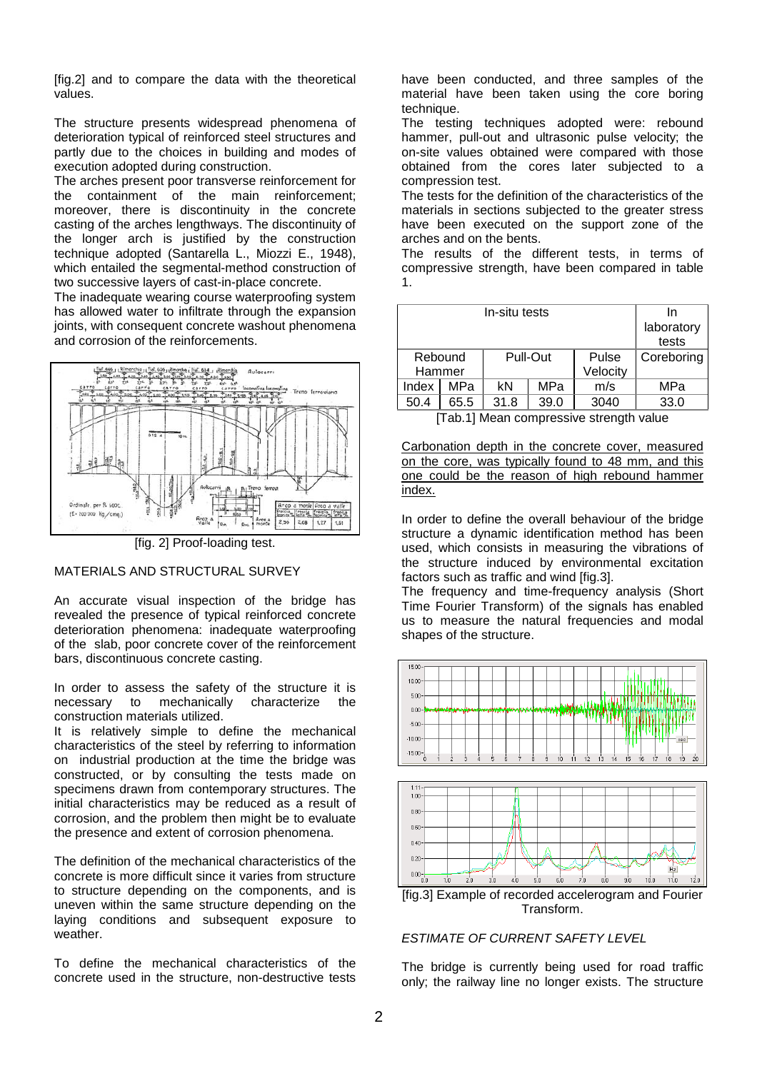[fig.2] and to compare the data with the theoretical values.

The structure presents widespread phenomena of deterioration typical of reinforced steel structures and partly due to the choices in building and modes of execution adopted during construction.

The arches present poor transverse reinforcement for the containment of the main reinforcement; moreover, there is discontinuity in the concrete casting of the arches lengthways. The discontinuity of the longer arch is justified by the construction technique adopted (Santarella L., Miozzi E., 1948), which entailed the segmental-method construction of two successive layers of cast-in-place concrete.

The inadequate wearing course waterproofing system has allowed water to infiltrate through the expansion joints, with consequent concrete washout phenomena and corrosion of the reinforcements.

[fig. 2] Proof-loading test.

MATERIALS AND STRUCTURAL SURVEY

An accurate visual inspection of the bridge has revealed the presence of typical reinforced concrete deterioration phenomena: inadequate waterproofing of the slab, poor concrete cover of the reinforcement bars, discontinuous concrete casting.

In order to assess the safety of the structure it is necessary to mechanically characterize the construction materials utilized.

It is relatively simple to define the mechanical characteristics of the steel by referring to information on industrial production at the time the bridge was constructed, or by consulting the tests made on specimens drawn from contemporary structures. The initial characteristics may be reduced as a result of corrosion, and the problem then might be to evaluate the presence and extent of corrosion phenomena.

The definition of the mechanical characteristics of the concrete is more difficult since it varies from structure to structure depending on the components, and is uneven within the same structure depending on the laying conditions and subsequent exposure to weather.

To define the mechanical characteristics of the concrete used in the structure, non-destructive tests have been conducted, and three samples of the material have been taken using the core boring technique.

The testing techniques adopted were: rebound hammer, pull-out and ultrasonic pulse velocity; the on-site values obtained were compared with those obtained from the cores later subjected to a compression test.

The tests for the definition of the characteristics of the materials in sections subjected to the greater stress have been executed on the support zone of the arches and on the bents.

The results of the different tests, in terms of compressive strength, have been compared in table 1.

| In-situ tests | | | | | In laboratory tests |
|---|---|---|---|---|---|
| Rebound Hammer | | Pull-Out | | Pulse Velocity | Coreboring |
| Index | MPa | kN | MPa | m/s | MPa |
| 50.4 | 65.5 | 31.8 | 39.0 | 3040 | 33.0 |

[Tab.1] Mean compressive strength value

Carbonation depth in the concrete cover, measured on the core, was typically found to 48 mm, and this one could be the reason of high rebound hammer index.

In order to define the overall behaviour of the bridge structure a dynamic identification method has been used, which consists in measuring the vibrations of the structure induced by environmental excitation factors such as traffic and wind [fig.3].

The frequency and time-frequency analysis (Short Time Fourier Transform) of the signals has enabled us to measure the natural frequencies and modal shapes of the structure.

[fig.3] Example of recorded accelerogram and Fourier Transform.

*ESTIMATE OF CURRENT SAFETY LEVEL*

The bridge is currently being used for road traffic only; the railway line no longer exists. The structure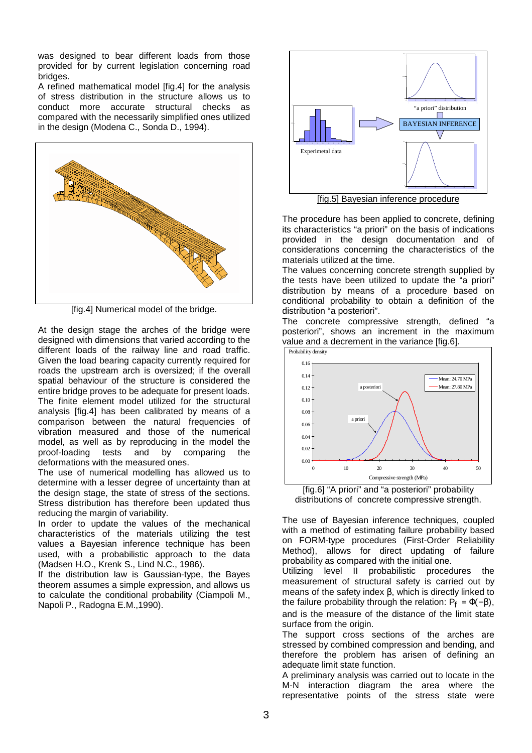was designed to bear different loads from those provided for by current legislation concerning road bridges.

A refined mathematical model [fig.4] for the analysis of stress distribution in the structure allows us to conduct more accurate structural checks as compared with the necessarily simplified ones utilized in the design (Modena C., Sonda D., 1994).

[fig.4] Numerical model of the bridge.

At the design stage the arches of the bridge were designed with dimensions that varied according to the different loads of the railway line and road traffic. Given the load bearing capacity currently required for roads the upstream arch is oversized; if the overall spatial behaviour of the structure is considered the entire bridge proves to be adequate for present loads.

The finite element model utilized for the structural analysis [fig.4] has been calibrated by means of a comparison between the natural frequencies of vibration measured and those of the numerical model, as well as by reproducing in the model the proof-loading tests and by comparing the deformations with the measured ones.

The use of numerical modelling has allowed us to determine with a lesser degree of uncertainty than at the design stage, the state of stress of the sections. Stress distribution has therefore been updated thus reducing the margin of variability.

In order to update the values of the mechanical characteristics of the materials utilizing the test values a Bayesian inference technique has been used, with a probabilistic approach to the data (Madsen H.O., Krenk S., Lind N.C., 1986).

If the distribution law is Gaussian-type, the Bayes theorem assumes a simple expression, and allows us to calculate the conditional probability (Ciampoli M., Napoli P., Radogna E.M.,1990).

[fig.5] Bayesian inference procedure

The procedure has been applied to concrete, defining its characteristics “a priori” on the basis of indications provided in the design documentation and of considerations concerning the characteristics of the materials utilized at the time.

The values concerning concrete strength supplied by the tests have been utilized to update the “a priori” distribution by means of a procedure based on conditional probability to obtain a definition of the distribution “a posteriori”.

The concrete compressive strength, defined “a posteriori”, shows an increment in the maximum value and a decrement in the variance [fig.6].

[fig.6] “A priori” and “a posteriori” probability distributions of concrete compressive strength.

The use of Bayesian inference techniques, coupled with a method of estimating failure probability based on FORM-type procedures (First-Order Reliability Method), allows for direct updating of failure probability as compared with the initial one.

Utilizing level II probabilistic procedures the measurement of structural safety is carried out by means of the safety index $\beta$, which is directly linked to the failure probability through the relation: $P_f = \Phi(-\beta)$, and is the measure of the distance of the limit state surface from the origin.

The support cross sections of the arches are stressed by combined compression and bending, and therefore the problem has arisen of defining an adequate limit state function.

A preliminary analysis was carried out to locate in the M-N interaction diagram the area where the representative points of the stress state were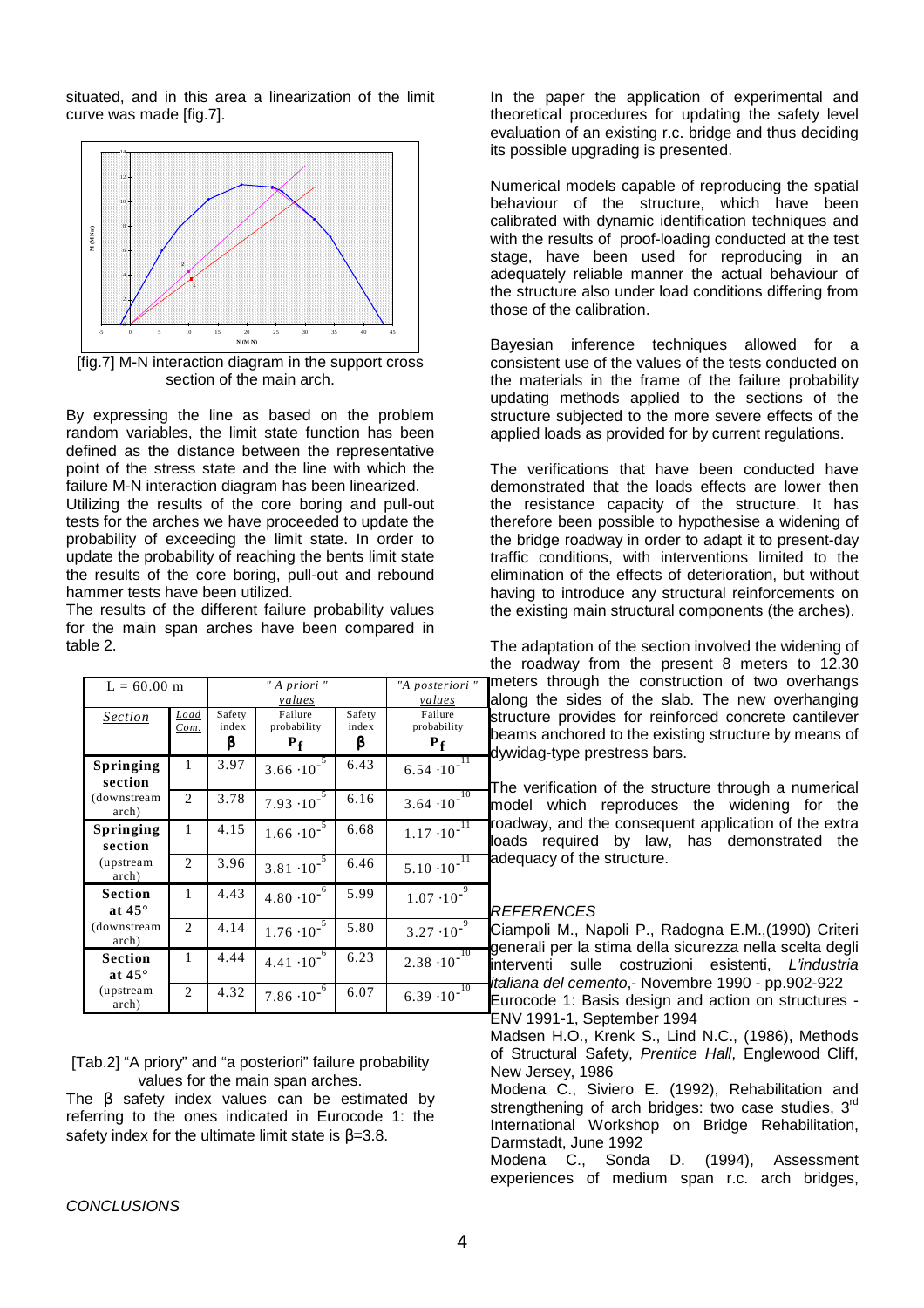situated, and in this area a linearization of the limit curve was made [fig.7].

[fig.7] M-N interaction diagram in the support cross section of the main arch.

By expressing the line as based on the problem random variables, the limit state function has been defined as the distance between the representative point of the stress state and the line with which the failure M-N interaction diagram has been linearized.
Utilizing the results of the core boring and pull-out tests for the arches we have proceeded to update the probability of exceeding the limit state. In order to update the probability of reaching the bents limit state the results of the core boring, pull-out and rebound hammer tests have been utilized.
The results of the different failure probability values for the main span arches have been compared in table 2.

| L = 60.00 m | | *"A priori" values* | | *"A posteriori" values* | |
|---|---|---|---|---|---|
| *Section* | *Load Com.* | Safety index $\beta$ | Failure probability $P_f$ | Safety index $\beta$ | Failure probability $P_f$ |
| **Springing section** (downstream arch) | 1 | 3.97 | $3.66 \cdot 10^{-5}$ | 6.43 | $6.54 \cdot 10^{-11}$ |
| | 2 | 3.78 | $7.93 \cdot 10^{-5}$ | 6.16 | $3.64 \cdot 10^{-10}$ |
| **Springing section** (upstream arch) | 1 | 4.15 | $1.66 \cdot 10^{-5}$ | 6.68 | $1.17 \cdot 10^{-11}$ |
| | 2 | 3.96 | $3.81 \cdot 10^{-5}$ | 6.46 | $5.10 \cdot 10^{-11}$ |
| **Section at 45°** (downstream arch) | 1 | 4.43 | $4.80 \cdot 10^{-6}$ | 5.99 | $1.07 \cdot 10^{-9}$ |
| | 2 | 4.14 | $1.76 \cdot 10^{-5}$ | 5.80 | $3.27 \cdot 10^{-9}$ |
| **Section at 45°** (upstream arch) | 1 | 4.44 | $4.41 \cdot 10^{-6}$ | 6.23 | $2.38 \cdot 10^{-10}$ |
| | 2 | 4.32 | $7.86 \cdot 10^{-6}$ | 6.07 | $6.39 \cdot 10^{-10}$ |

[Tab.2] "A priory" and "a posteriori" failure probability values for the main span arches.

The $\beta$ safety index values can be estimated by referring to the ones indicated in Eurocode 1: the safety index for the ultimate limit state is $\beta$=3.8.

*CONCLUSIONS*

In the paper the application of experimental and theoretical procedures for updating the safety level evaluation of an existing r.c. bridge and thus deciding its possible upgrading is presented.

Numerical models capable of reproducing the spatial behaviour of the structure, which have been calibrated with dynamic identification techniques and with the results of proof-loading conducted at the test stage, have been used for reproducing in an adequately reliable manner the actual behaviour of the structure also under load conditions differing from those of the calibration.

Bayesian inference techniques allowed for a consistent use of the values of the tests conducted on the materials in the frame of the failure probability updating methods applied to the sections of the structure subjected to the more severe effects of the applied loads as provided for by current regulations.

The verifications that have been conducted have demonstrated that the loads effects are lower then the resistance capacity of the structure. It has therefore been possible to hypothesise a widening of the bridge roadway in order to adapt it to present-day traffic conditions, with interventions limited to the elimination of the effects of deterioration, but without having to introduce any structural reinforcements on the existing main structural components (the arches).

The adaptation of the section involved the widening of the roadway from the present 8 meters to 12.30 meters through the construction of two overhangs along the sides of the slab. The new overhanging structure provides for reinforced concrete cantilever beams anchored to the existing structure by means of dywidag-type prestress bars.

The verification of the structure through a numerical model which reproduces the widening for the roadway, and the consequent application of the extra loads required by law, has demonstrated the adequacy of the structure.

*REFERENCES*

Ciampoli M., Napoli P., Radogna E.M.,(1990) Criteri generali per la stima della sicurezza nella scelta degli interventi sulle costruzioni esistenti, *L'industria italiana del cemento*,- Novembre 1990 - pp.902-922

Eurocode 1: Basis design and action on structures - ENV 1991-1, September 1994

Madsen H.O., Krenk S., Lind N.C., (1986), Methods of Structural Safety, *Prentice Hall*, Englewood Cliff, New Jersey, 1986

Modena C., Siviero E. (1992), Rehabilitation and strengthening of arch bridges: two case studies, 3rd International Workshop on Bridge Rehabilitation, Darmstadt, June 1992

Modena C., Sonda D. (1994), Assessment experiences of medium span r.c. arch bridges,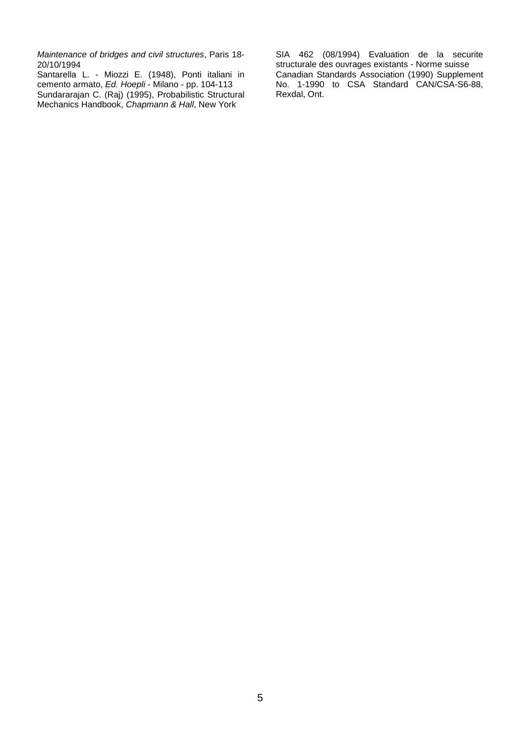*Maintenance of bridges and civil structures*, Paris 18-20/10/1994

Santarella L. - Miozzi E. (1948), Ponti italiani in cemento armato, *Ed. Hoepli* - Milano - pp. 104-113

Sundararajan C. (Raj) (1995), Probabilistic Structural Mechanics Handbook, *Chapmann & Hall*, New York

SIA 462 (08/1994) Evaluation de la securite structurale des ouvrages existants - Norme suisse

Canadian Standards Association (1990) Supplement No. 1-1990 to CSA Standard CAN/CSA-S6-88, Rexdal, Ont.